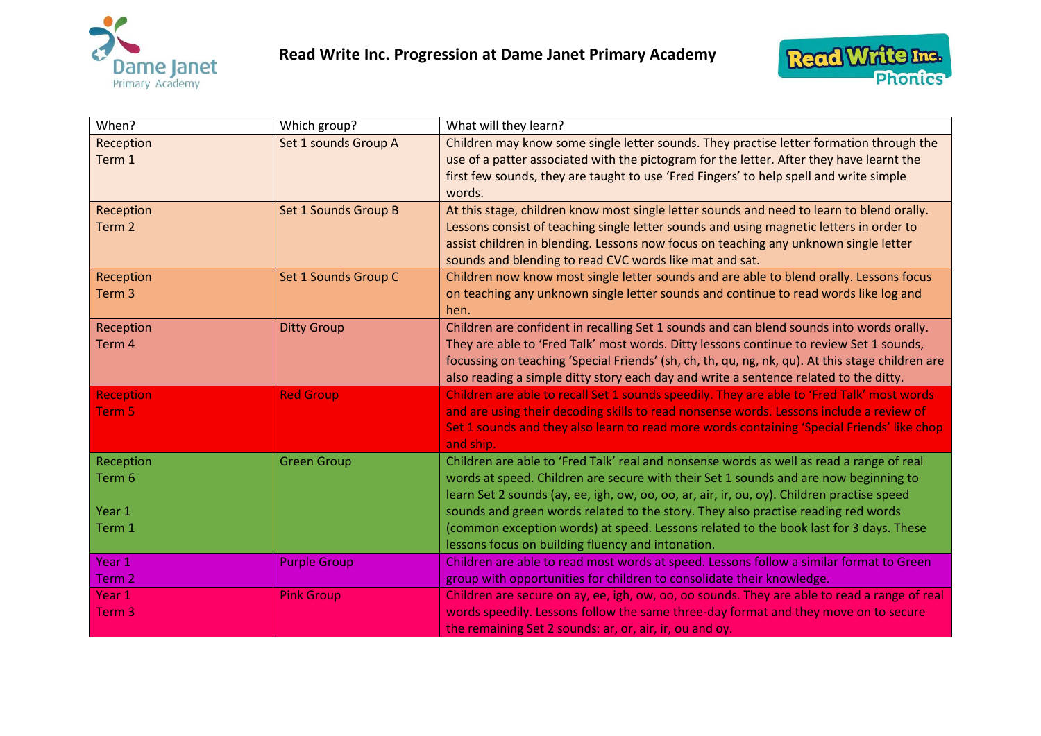# Read Write Inc. Progression at Dame Janet Primary Academy

| When? | Which group? | What will they learn? |
|---|---|---|
| Reception Term 1 | Set 1 sounds Group A | Children may know some single letter sounds. They practise letter formation through the use of a patter associated with the pictogram for the letter. After they have learnt the first few sounds, they are taught to use 'Fred Fingers' to help spell and write simple words. |
| Reception Term 2 | Set 1 Sounds Group B | At this stage, children know most single letter sounds and need to learn to blend orally. Lessons consist of teaching single letter sounds and using magnetic letters in order to assist children in blending. Lessons now focus on teaching any unknown single letter sounds and blending to read CVC words like mat and sat. |
| Reception Term 3 | Set 1 Sounds Group C | Children now know most single letter sounds and are able to blend orally. Lessons focus on teaching any unknown single letter sounds and continue to read words like log and hen. |
| Reception Term 4 | Ditty Group | Children are confident in recalling Set 1 sounds and can blend sounds into words orally. They are able to 'Fred Talk' most words. Ditty lessons continue to review Set 1 sounds, focussing on teaching 'Special Friends' (sh, ch, th, qu, ng, nk, qu). At this stage children are also reading a simple ditty story each day and write a sentence related to the ditty. |
| Reception Term 5 | Red Group | Children are able to recall Set 1 sounds speedily. They are able to 'Fred Talk' most words and are using their decoding skills to read nonsense words. Lessons include a review of Set 1 sounds and they also learn to read more words containing 'Special Friends' like chop and ship. |
| Reception Term 6<br><br>Year 1 Term 1 | Green Group | Children are able to 'Fred Talk' real and nonsense words as well as read a range of real words at speed. Children are secure with their Set 1 sounds and are now beginning to learn Set 2 sounds (ay, ee, igh, ow, oo, oo, ar, air, ir, ou, oy). Children practise speed sounds and green words related to the story. They also practise reading red words (common exception words) at speed. Lessons related to the book last for 3 days. These lessons focus on building fluency and intonation. |
| Year 1 Term 2 | Purple Group | Children are able to read most words at speed. Lessons follow a similar format to Green group with opportunities for children to consolidate their knowledge. |
| Year 1 Term 3 | Pink Group | Children are secure on ay, ee, igh, ow, oo, oo sounds. They are able to read a range of real words speedily. Lessons follow the same three-day format and they move on to secure the remaining Set 2 sounds: ar, or, air, ir, ou and oy. |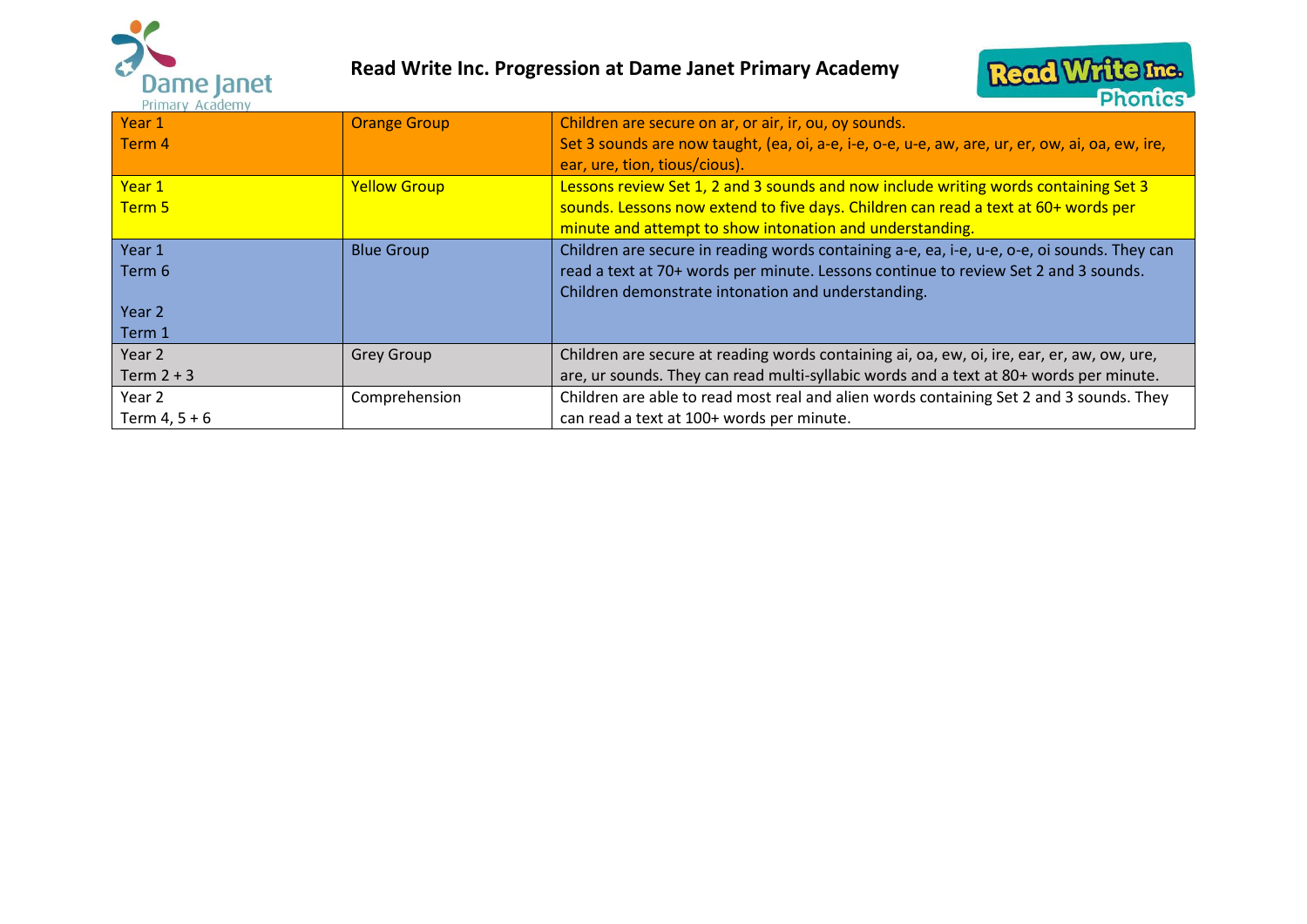# Read Write Inc. Progression at Dame Janet Primary Academy

| | | |
|---|---|---|
| Year 1<br>Term 4 | Orange Group | Children are secure on ar, or air, ir, ou, oy sounds.<br>Set 3 sounds are now taught, (ea, oi, a-e, i-e, o-e, u-e, aw, are, ur, er, ow, ai, oa, ew, ire, ear, ure, tion, tious/cious). |
| Year 1<br>Term 5 | Yellow Group | Lessons review Set 1, 2 and 3 sounds and now include writing words containing Set 3 sounds. Lessons now extend to five days. Children can read a text at 60+ words per minute and attempt to show intonation and understanding. |
| Year 1<br>Term 6<br><br>Year 2<br>Term 1 | Blue Group | Children are secure in reading words containing a-e, ea, i-e, u-e, o-e, oi sounds. They can read a text at 70+ words per minute. Lessons continue to review Set 2 and 3 sounds. Children demonstrate intonation and understanding. |
| Year 2<br>Term 2 + 3 | Grey Group | Children are secure at reading words containing ai, oa, ew, oi, ire, ear, er, aw, ow, ure, are, ur sounds. They can read multi-syllabic words and a text at 80+ words per minute. |
| Year 2<br>Term 4, 5 + 6 | Comprehension | Children are able to read most real and alien words containing Set 2 and 3 sounds. They can read a text at 100+ words per minute. |